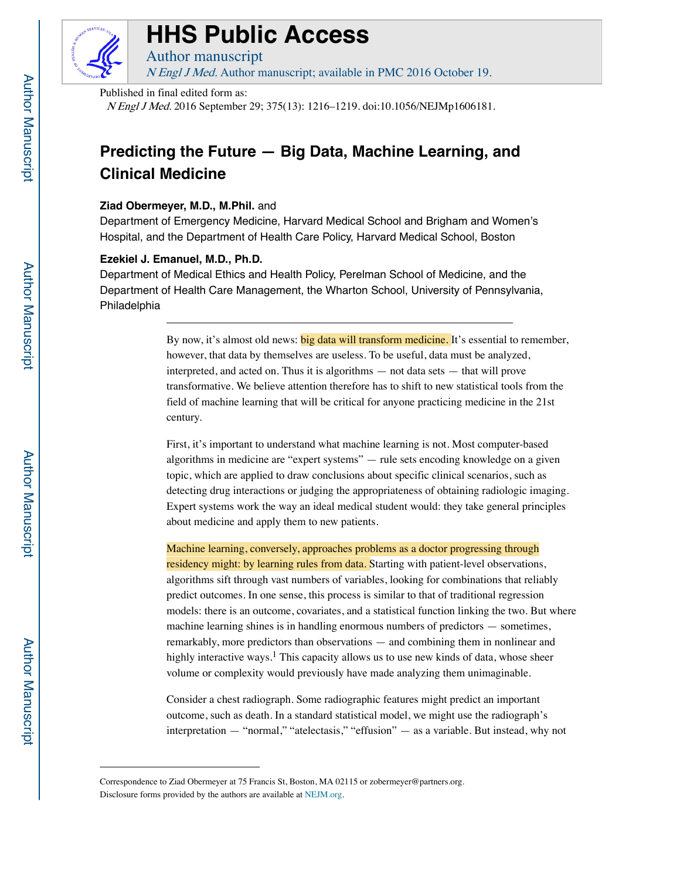# HHS Public Access

Author manuscript

*N Engl J Med*. Author manuscript; available in PMC 2016 October 19.

Published in final edited form as:

*N Engl J Med*. 2016 September 29; 375(13): 1216–1219. doi:10.1056/NEJMp1606181.

# Predicting the Future — Big Data, Machine Learning, and Clinical Medicine

**Ziad Obermeyer, M.D., M.Phil.** and

Department of Emergency Medicine, Harvard Medical School and Brigham and Women's Hospital, and the Department of Health Care Policy, Harvard Medical School, Boston

**Ezekiel J. Emanuel, M.D., Ph.D.**

Department of Medical Ethics and Health Policy, Perelman School of Medicine, and the Department of Health Care Management, the Wharton School, University of Pennsylvania, Philadelphia

---

By now, it's almost old news: big data will transform medicine. It's essential to remember, however, that data by themselves are useless. To be useful, data must be analyzed, interpreted, and acted on. Thus it is algorithms — not data sets — that will prove transformative. We believe attention therefore has to shift to new statistical tools from the field of machine learning that will be critical for anyone practicing medicine in the 21st century.

First, it's important to understand what machine learning is not. Most computer-based algorithms in medicine are "expert systems" — rule sets encoding knowledge on a given topic, which are applied to draw conclusions about specific clinical scenarios, such as detecting drug interactions or judging the appropriateness of obtaining radiologic imaging. Expert systems work the way an ideal medical student would: they take general principles about medicine and apply them to new patients.

Machine learning, conversely, approaches problems as a doctor progressing through residency might: by learning rules from data. Starting with patient-level observations, algorithms sift through vast numbers of variables, looking for combinations that reliably predict outcomes. In one sense, this process is similar to that of traditional regression models: there is an outcome, covariates, and a statistical function linking the two. But where machine learning shines is in handling enormous numbers of predictors — sometimes, remarkably, more predictors than observations — and combining them in nonlinear and highly interactive ways.[1] This capacity allows us to use new kinds of data, whose sheer volume or complexity would previously have made analyzing them unimaginable.

Consider a chest radiograph. Some radiographic features might predict an important outcome, such as death. In a standard statistical model, we might use the radiograph's interpretation — "normal," "atelectasis," "effusion" — as a variable. But instead, why not

---

Correspondence to Ziad Obermeyer at 75 Francis St, Boston, MA 02115 or zobermeyer@partners.org.

Disclosure forms provided by the authors are available at NEJM.org.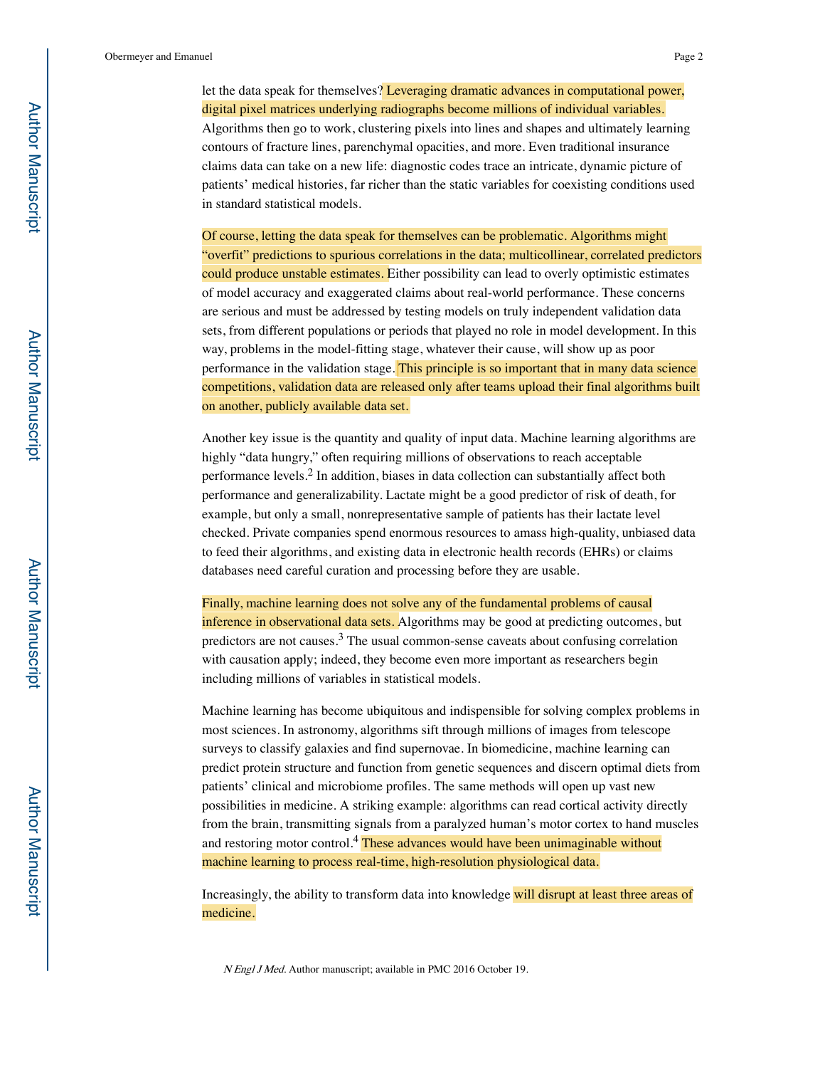let the data speak for themselves? Leveraging dramatic advances in computational power, digital pixel matrices underlying radiographs become millions of individual variables. Algorithms then go to work, clustering pixels into lines and shapes and ultimately learning contours of fracture lines, parenchymal opacities, and more. Even traditional insurance claims data can take on a new life: diagnostic codes trace an intricate, dynamic picture of patients' medical histories, far richer than the static variables for coexisting conditions used in standard statistical models.

Of course, letting the data speak for themselves can be problematic. Algorithms might "overfit" predictions to spurious correlations in the data; multicollinear, correlated predictors could produce unstable estimates. Either possibility can lead to overly optimistic estimates of model accuracy and exaggerated claims about real-world performance. These concerns are serious and must be addressed by testing models on truly independent validation data sets, from different populations or periods that played no role in model development. In this way, problems in the model-fitting stage, whatever their cause, will show up as poor performance in the validation stage. This principle is so important that in many data science competitions, validation data are released only after teams upload their final algorithms built on another, publicly available data set.

Another key issue is the quantity and quality of input data. Machine learning algorithms are highly "data hungry," often requiring millions of observations to reach acceptable performance levels.[2] In addition, biases in data collection can substantially affect both performance and generalizability. Lactate might be a good predictor of risk of death, for example, but only a small, nonrepresentative sample of patients has their lactate level checked. Private companies spend enormous resources to amass high-quality, unbiased data to feed their algorithms, and existing data in electronic health records (EHRs) or claims databases need careful curation and processing before they are usable.

Finally, machine learning does not solve any of the fundamental problems of causal inference in observational data sets. Algorithms may be good at predicting outcomes, but predictors are not causes.[3] The usual common-sense caveats about confusing correlation with causation apply; indeed, they become even more important as researchers begin including millions of variables in statistical models.

Machine learning has become ubiquitous and indispensible for solving complex problems in most sciences. In astronomy, algorithms sift through millions of images from telescope surveys to classify galaxies and find supernovae. In biomedicine, machine learning can predict protein structure and function from genetic sequences and discern optimal diets from patients' clinical and microbiome profiles. The same methods will open up vast new possibilities in medicine. A striking example: algorithms can read cortical activity directly from the brain, transmitting signals from a paralyzed human's motor cortex to hand muscles and restoring motor control.[4] These advances would have been unimaginable without machine learning to process real-time, high-resolution physiological data.

Increasingly, the ability to transform data into knowledge will disrupt at least three areas of medicine.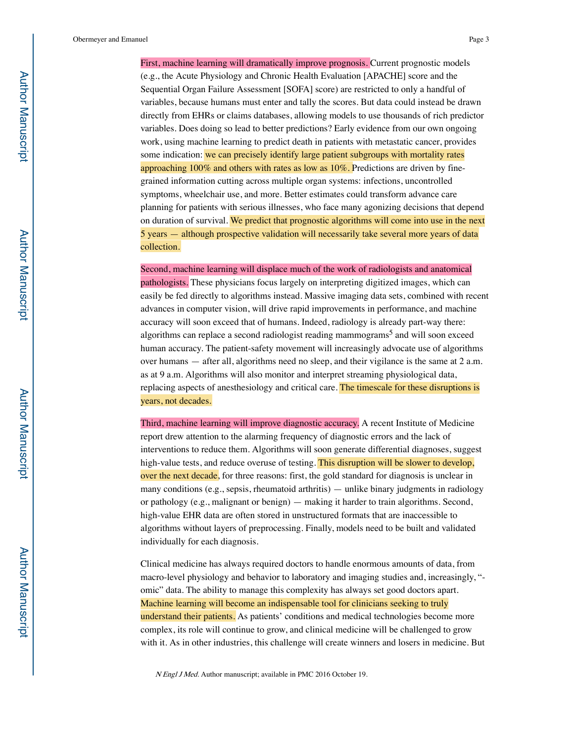First, machine learning will dramatically improve prognosis. Current prognostic models (e.g., the Acute Physiology and Chronic Health Evaluation [APACHE] score and the Sequential Organ Failure Assessment [SOFA] score) are restricted to only a handful of variables, because humans must enter and tally the scores. But data could instead be drawn directly from EHRs or claims databases, allowing models to use thousands of rich predictor variables. Does doing so lead to better predictions? Early evidence from our own ongoing work, using machine learning to predict death in patients with metastatic cancer, provides some indication: we can precisely identify large patient subgroups with mortality rates approaching 100% and others with rates as low as 10%. Predictions are driven by fine-grained information cutting across multiple organ systems: infections, uncontrolled symptoms, wheelchair use, and more. Better estimates could transform advance care planning for patients with serious illnesses, who face many agonizing decisions that depend on duration of survival. We predict that prognostic algorithms will come into use in the next 5 years — although prospective validation will necessarily take several more years of data collection.

Second, machine learning will displace much of the work of radiologists and anatomical pathologists. These physicians focus largely on interpreting digitized images, which can easily be fed directly to algorithms instead. Massive imaging data sets, combined with recent advances in computer vision, will drive rapid improvements in performance, and machine accuracy will soon exceed that of humans. Indeed, radiology is already part-way there: algorithms can replace a second radiologist reading mammograms[5] and will soon exceed human accuracy. The patient-safety movement will increasingly advocate use of algorithms over humans — after all, algorithms need no sleep, and their vigilance is the same at 2 a.m. as at 9 a.m. Algorithms will also monitor and interpret streaming physiological data, replacing aspects of anesthesiology and critical care. The timescale for these disruptions is years, not decades.

Third, machine learning will improve diagnostic accuracy. A recent Institute of Medicine report drew attention to the alarming frequency of diagnostic errors and the lack of interventions to reduce them. Algorithms will soon generate differential diagnoses, suggest high-value tests, and reduce overuse of testing. This disruption will be slower to develop, over the next decade, for three reasons: first, the gold standard for diagnosis is unclear in many conditions (e.g., sepsis, rheumatoid arthritis) — unlike binary judgments in radiology or pathology (e.g., malignant or benign) — making it harder to train algorithms. Second, high-value EHR data are often stored in unstructured formats that are inaccessible to algorithms without layers of preprocessing. Finally, models need to be built and validated individually for each diagnosis.

Clinical medicine has always required doctors to handle enormous amounts of data, from macro-level physiology and behavior to laboratory and imaging studies and, increasingly, "-omic" data. The ability to manage this complexity has always set good doctors apart. Machine learning will become an indispensable tool for clinicians seeking to truly understand their patients. As patients' conditions and medical technologies become more complex, its role will continue to grow, and clinical medicine will be challenged to grow with it. As in other industries, this challenge will create winners and losers in medicine. But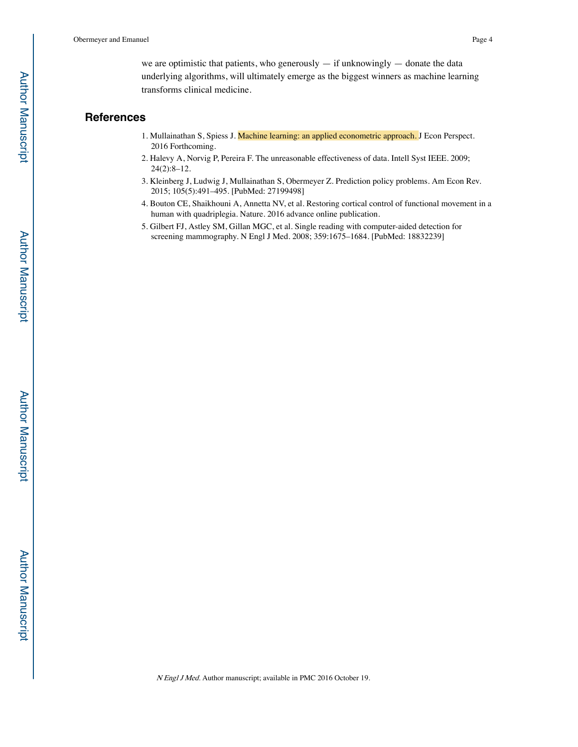we are optimistic that patients, who generously — if unknowingly — donate the data underlying algorithms, will ultimately emerge as the biggest winners as machine learning transforms clinical medicine.

## References

1. Mullainathan S, Spiess J. Machine learning: an applied econometric approach. J Econ Perspect. 2016 Forthcoming.
2. Halevy A, Norvig P, Pereira F. The unreasonable effectiveness of data. Intell Syst IEEE. 2009; 24(2):8–12.
3. Kleinberg J, Ludwig J, Mullainathan S, Obermeyer Z. Prediction policy problems. Am Econ Rev. 2015; 105(5):491–495. [PubMed: 27199498]
4. Bouton CE, Shaikhouni A, Annetta NV, et al. Restoring cortical control of functional movement in a human with quadriplegia. Nature. 2016 advance online publication.
5. Gilbert FJ, Astley SM, Gillan MGC, et al. Single reading with computer-aided detection for screening mammography. N Engl J Med. 2008; 359:1675–1684. [PubMed: 18832239]